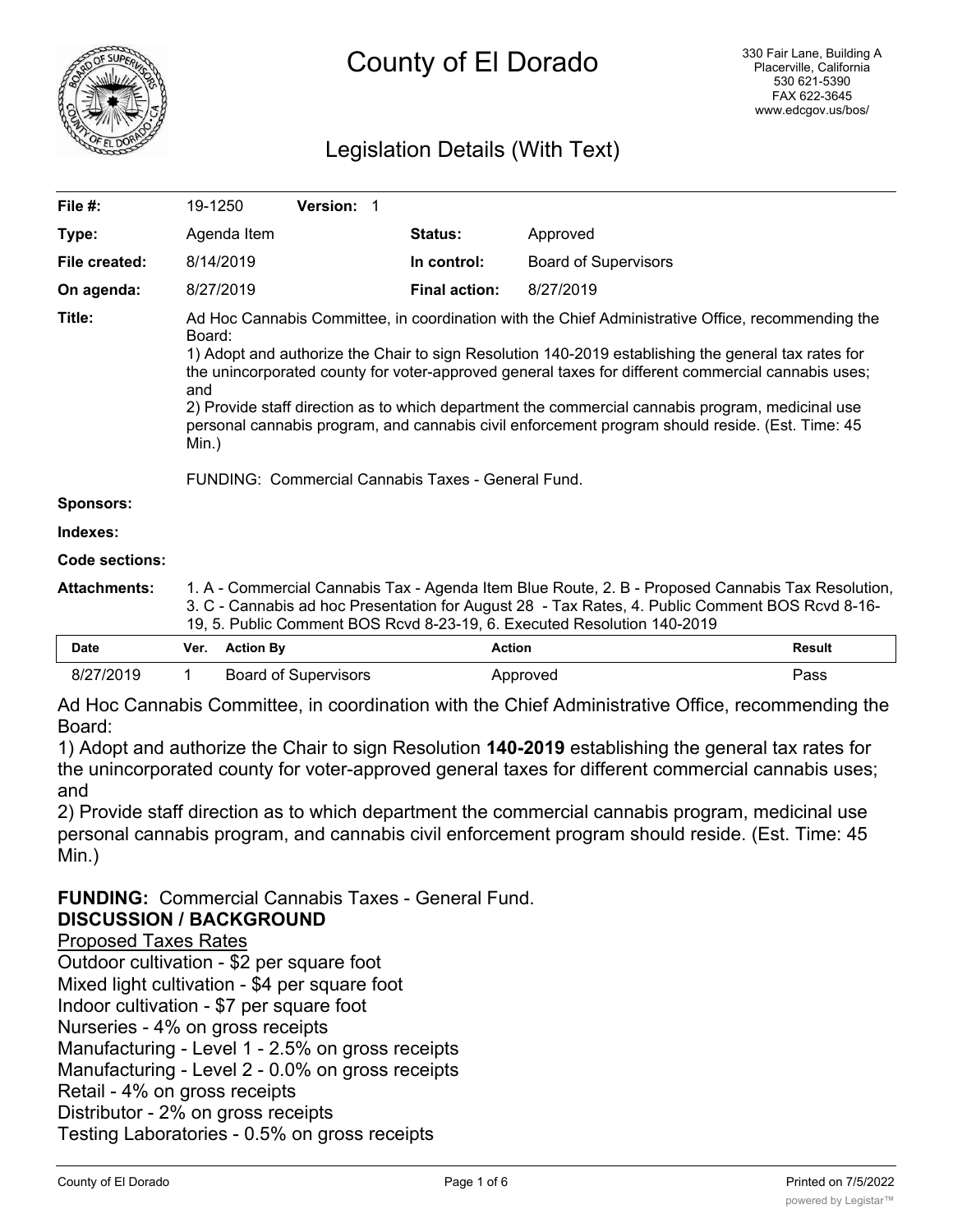# County of El Dorado

330 Fair Lane, Building A
Placerville, California
530 621-5390
FAX 622-3645
www.edcgov.us/bos/

## Legislation Details (With Text)

| | | | |
|---|---|---|---|
| **File #:** | 19-1250 **Version:** 1 | | |
| **Type:** | Agenda Item | **Status:** | Approved |
| **File created:** | 8/14/2019 | **In control:** | Board of Supervisors |
| **On agenda:** | 8/27/2019 | **Final action:** | 8/27/2019 |

**Title:** Ad Hoc Cannabis Committee, in coordination with the Chief Administrative Office, recommending the Board:
1) Adopt and authorize the Chair to sign Resolution 140-2019 establishing the general tax rates for the unincorporated county for voter-approved general taxes for different commercial cannabis uses; and
2) Provide staff direction as to which department the commercial cannabis program, medicinal use personal cannabis program, and cannabis civil enforcement program should reside. (Est. Time: 45 Min.)

FUNDING: Commercial Cannabis Taxes - General Fund.

**Sponsors:**

**Indexes:**

**Code sections:**

**Attachments:** 1. A - Commercial Cannabis Tax - Agenda Item Blue Route, 2. B - Proposed Cannabis Tax Resolution, 3. C - Cannabis ad hoc Presentation for August 28 - Tax Rates, 4. Public Comment BOS Rcvd 8-16-19, 5. Public Comment BOS Rcvd 8-23-19, 6. Executed Resolution 140-2019

| Date | Ver. | Action By | Action | Result |
|---|---|---|---|---|
| 8/27/2019 | 1 | Board of Supervisors | Approved | Pass |

Ad Hoc Cannabis Committee, in coordination with the Chief Administrative Office, recommending the Board:
1) Adopt and authorize the Chair to sign Resolution **140-2019** establishing the general tax rates for the unincorporated county for voter-approved general taxes for different commercial cannabis uses; and
2) Provide staff direction as to which department the commercial cannabis program, medicinal use personal cannabis program, and cannabis civil enforcement program should reside. (Est. Time: 45 Min.)

**FUNDING:** Commercial Cannabis Taxes - General Fund.

**DISCUSSION / BACKGROUND**

<u>Proposed Taxes Rates</u>

Outdoor cultivation - $2 per square foot
Mixed light cultivation - $4 per square foot
Indoor cultivation - $7 per square foot
Nurseries - 4% on gross receipts
Manufacturing - Level 1 - 2.5% on gross receipts
Manufacturing - Level 2 - 0.0% on gross receipts
Retail - 4% on gross receipts
Distributor - 2% on gross receipts
Testing Laboratories - 0.5% on gross receipts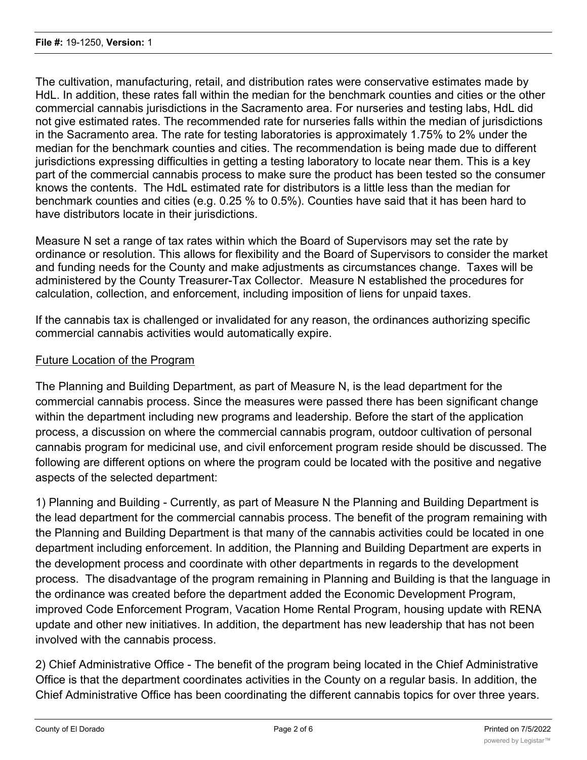The cultivation, manufacturing, retail, and distribution rates were conservative estimates made by HdL. In addition, these rates fall within the median for the benchmark counties and cities or the other commercial cannabis jurisdictions in the Sacramento area. For nurseries and testing labs, HdL did not give estimated rates. The recommended rate for nurseries falls within the median of jurisdictions in the Sacramento area. The rate for testing laboratories is approximately 1.75% to 2% under the median for the benchmark counties and cities. The recommendation is being made due to different jurisdictions expressing difficulties in getting a testing laboratory to locate near them. This is a key part of the commercial cannabis process to make sure the product has been tested so the consumer knows the contents. The HdL estimated rate for distributors is a little less than the median for benchmark counties and cities (e.g. 0.25 % to 0.5%). Counties have said that it has been hard to have distributors locate in their jurisdictions.

Measure N set a range of tax rates within which the Board of Supervisors may set the rate by ordinance or resolution. This allows for flexibility and the Board of Supervisors to consider the market and funding needs for the County and make adjustments as circumstances change. Taxes will be administered by the County Treasurer-Tax Collector. Measure N established the procedures for calculation, collection, and enforcement, including imposition of liens for unpaid taxes.

If the cannabis tax is challenged or invalidated for any reason, the ordinances authorizing specific commercial cannabis activities would automatically expire.

Future Location of the Program

The Planning and Building Department, as part of Measure N, is the lead department for the commercial cannabis process. Since the measures were passed there has been significant change within the department including new programs and leadership. Before the start of the application process, a discussion on where the commercial cannabis program, outdoor cultivation of personal cannabis program for medicinal use, and civil enforcement program reside should be discussed. The following are different options on where the program could be located with the positive and negative aspects of the selected department:

1) Planning and Building - Currently, as part of Measure N the Planning and Building Department is the lead department for the commercial cannabis process. The benefit of the program remaining with the Planning and Building Department is that many of the cannabis activities could be located in one department including enforcement. In addition, the Planning and Building Department are experts in the development process and coordinate with other departments in regards to the development process. The disadvantage of the program remaining in Planning and Building is that the language in the ordinance was created before the department added the Economic Development Program, improved Code Enforcement Program, Vacation Home Rental Program, housing update with RENA update and other new initiatives. In addition, the department has new leadership that has not been involved with the cannabis process.

2) Chief Administrative Office - The benefit of the program being located in the Chief Administrative Office is that the department coordinates activities in the County on a regular basis. In addition, the Chief Administrative Office has been coordinating the different cannabis topics for over three years.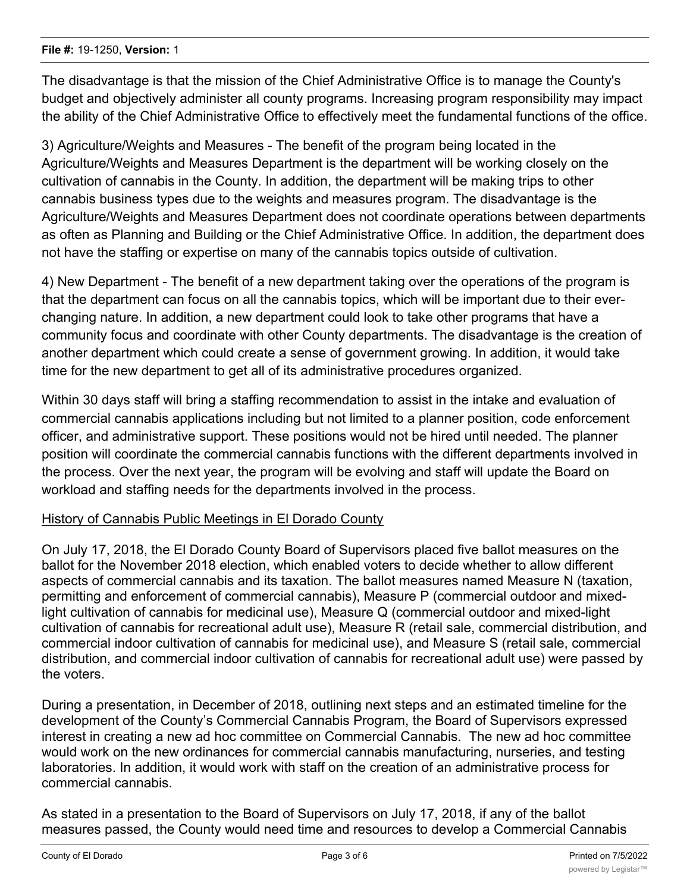The disadvantage is that the mission of the Chief Administrative Office is to manage the County's budget and objectively administer all county programs. Increasing program responsibility may impact the ability of the Chief Administrative Office to effectively meet the fundamental functions of the office.

3) Agriculture/Weights and Measures - The benefit of the program being located in the Agriculture/Weights and Measures Department is the department will be working closely on the cultivation of cannabis in the County. In addition, the department will be making trips to other cannabis business types due to the weights and measures program. The disadvantage is the Agriculture/Weights and Measures Department does not coordinate operations between departments as often as Planning and Building or the Chief Administrative Office. In addition, the department does not have the staffing or expertise on many of the cannabis topics outside of cultivation.

4) New Department - The benefit of a new department taking over the operations of the program is that the department can focus on all the cannabis topics, which will be important due to their ever-changing nature. In addition, a new department could look to take other programs that have a community focus and coordinate with other County departments. The disadvantage is the creation of another department which could create a sense of government growing. In addition, it would take time for the new department to get all of its administrative procedures organized.

Within 30 days staff will bring a staffing recommendation to assist in the intake and evaluation of commercial cannabis applications including but not limited to a planner position, code enforcement officer, and administrative support. These positions would not be hired until needed. The planner position will coordinate the commercial cannabis functions with the different departments involved in the process. Over the next year, the program will be evolving and staff will update the Board on workload and staffing needs for the departments involved in the process.

<u>History of Cannabis Public Meetings in El Dorado County</u>

On July 17, 2018, the El Dorado County Board of Supervisors placed five ballot measures on the ballot for the November 2018 election, which enabled voters to decide whether to allow different aspects of commercial cannabis and its taxation. The ballot measures named Measure N (taxation, permitting and enforcement of commercial cannabis), Measure P (commercial outdoor and mixed-light cultivation of cannabis for medicinal use), Measure Q (commercial outdoor and mixed-light cultivation of cannabis for recreational adult use), Measure R (retail sale, commercial distribution, and commercial indoor cultivation of cannabis for medicinal use), and Measure S (retail sale, commercial distribution, and commercial indoor cultivation of cannabis for recreational adult use) were passed by the voters.

During a presentation, in December of 2018, outlining next steps and an estimated timeline for the development of the County's Commercial Cannabis Program, the Board of Supervisors expressed interest in creating a new ad hoc committee on Commercial Cannabis. The new ad hoc committee would work on the new ordinances for commercial cannabis manufacturing, nurseries, and testing laboratories. In addition, it would work with staff on the creation of an administrative process for commercial cannabis.

As stated in a presentation to the Board of Supervisors on July 17, 2018, if any of the ballot measures passed, the County would need time and resources to develop a Commercial Cannabis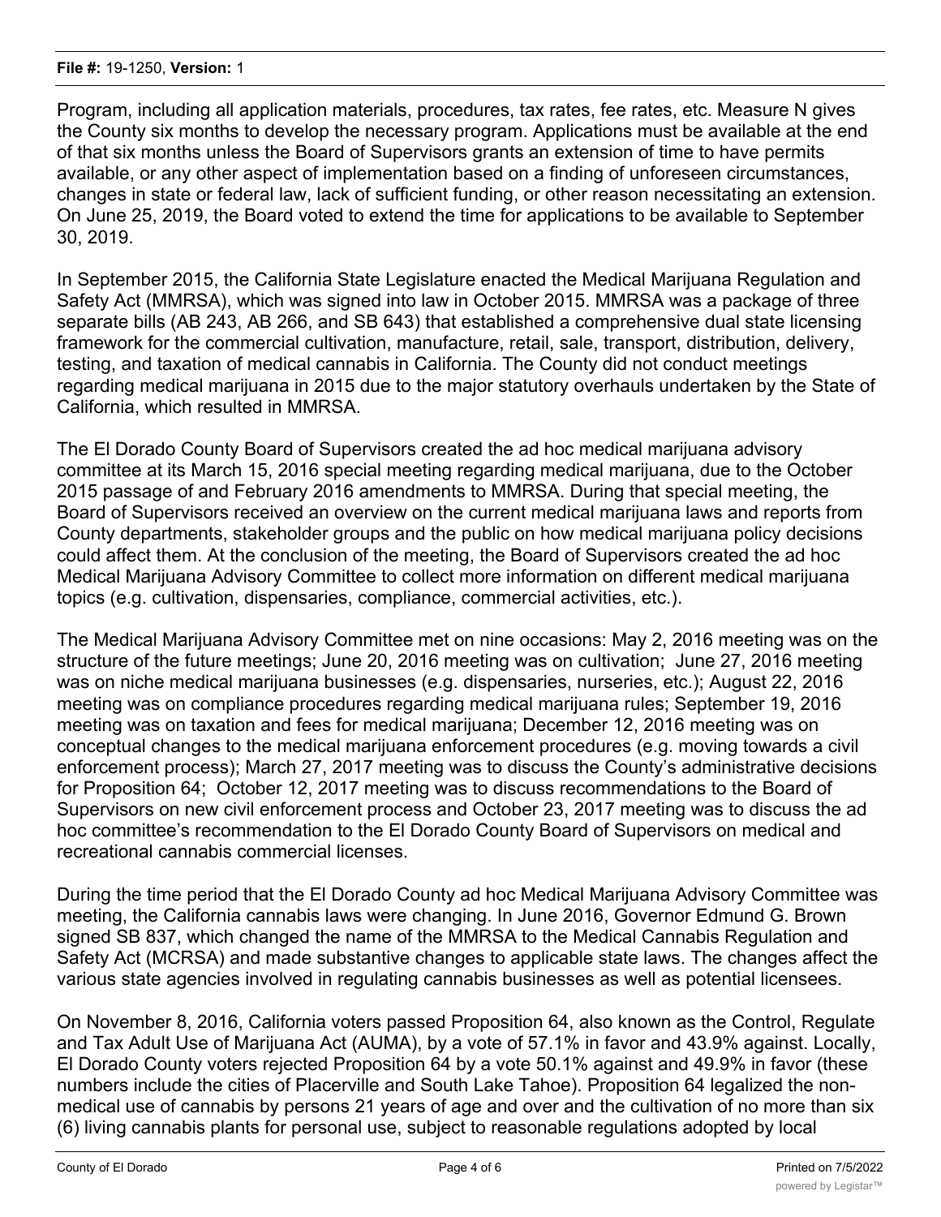Program, including all application materials, procedures, tax rates, fee rates, etc. Measure N gives the County six months to develop the necessary program. Applications must be available at the end of that six months unless the Board of Supervisors grants an extension of time to have permits available, or any other aspect of implementation based on a finding of unforeseen circumstances, changes in state or federal law, lack of sufficient funding, or other reason necessitating an extension. On June 25, 2019, the Board voted to extend the time for applications to be available to September 30, 2019.

In September 2015, the California State Legislature enacted the Medical Marijuana Regulation and Safety Act (MMRSA), which was signed into law in October 2015. MMRSA was a package of three separate bills (AB 243, AB 266, and SB 643) that established a comprehensive dual state licensing framework for the commercial cultivation, manufacture, retail, sale, transport, distribution, delivery, testing, and taxation of medical cannabis in California. The County did not conduct meetings regarding medical marijuana in 2015 due to the major statutory overhauls undertaken by the State of California, which resulted in MMRSA.

The El Dorado County Board of Supervisors created the ad hoc medical marijuana advisory committee at its March 15, 2016 special meeting regarding medical marijuana, due to the October 2015 passage of and February 2016 amendments to MMRSA. During that special meeting, the Board of Supervisors received an overview on the current medical marijuana laws and reports from County departments, stakeholder groups and the public on how medical marijuana policy decisions could affect them. At the conclusion of the meeting, the Board of Supervisors created the ad hoc Medical Marijuana Advisory Committee to collect more information on different medical marijuana topics (e.g. cultivation, dispensaries, compliance, commercial activities, etc.).

The Medical Marijuana Advisory Committee met on nine occasions: May 2, 2016 meeting was on the structure of the future meetings; June 20, 2016 meeting was on cultivation; June 27, 2016 meeting was on niche medical marijuana businesses (e.g. dispensaries, nurseries, etc.); August 22, 2016 meeting was on compliance procedures regarding medical marijuana rules; September 19, 2016 meeting was on taxation and fees for medical marijuana; December 12, 2016 meeting was on conceptual changes to the medical marijuana enforcement procedures (e.g. moving towards a civil enforcement process); March 27, 2017 meeting was to discuss the County's administrative decisions for Proposition 64; October 12, 2017 meeting was to discuss recommendations to the Board of Supervisors on new civil enforcement process and October 23, 2017 meeting was to discuss the ad hoc committee's recommendation to the El Dorado County Board of Supervisors on medical and recreational cannabis commercial licenses.

During the time period that the El Dorado County ad hoc Medical Marijuana Advisory Committee was meeting, the California cannabis laws were changing. In June 2016, Governor Edmund G. Brown signed SB 837, which changed the name of the MMRSA to the Medical Cannabis Regulation and Safety Act (MCRSA) and made substantive changes to applicable state laws. The changes affect the various state agencies involved in regulating cannabis businesses as well as potential licensees.

On November 8, 2016, California voters passed Proposition 64, also known as the Control, Regulate and Tax Adult Use of Marijuana Act (AUMA), by a vote of 57.1% in favor and 43.9% against. Locally, El Dorado County voters rejected Proposition 64 by a vote 50.1% against and 49.9% in favor (these numbers include the cities of Placerville and South Lake Tahoe). Proposition 64 legalized the non-medical use of cannabis by persons 21 years of age and over and the cultivation of no more than six (6) living cannabis plants for personal use, subject to reasonable regulations adopted by local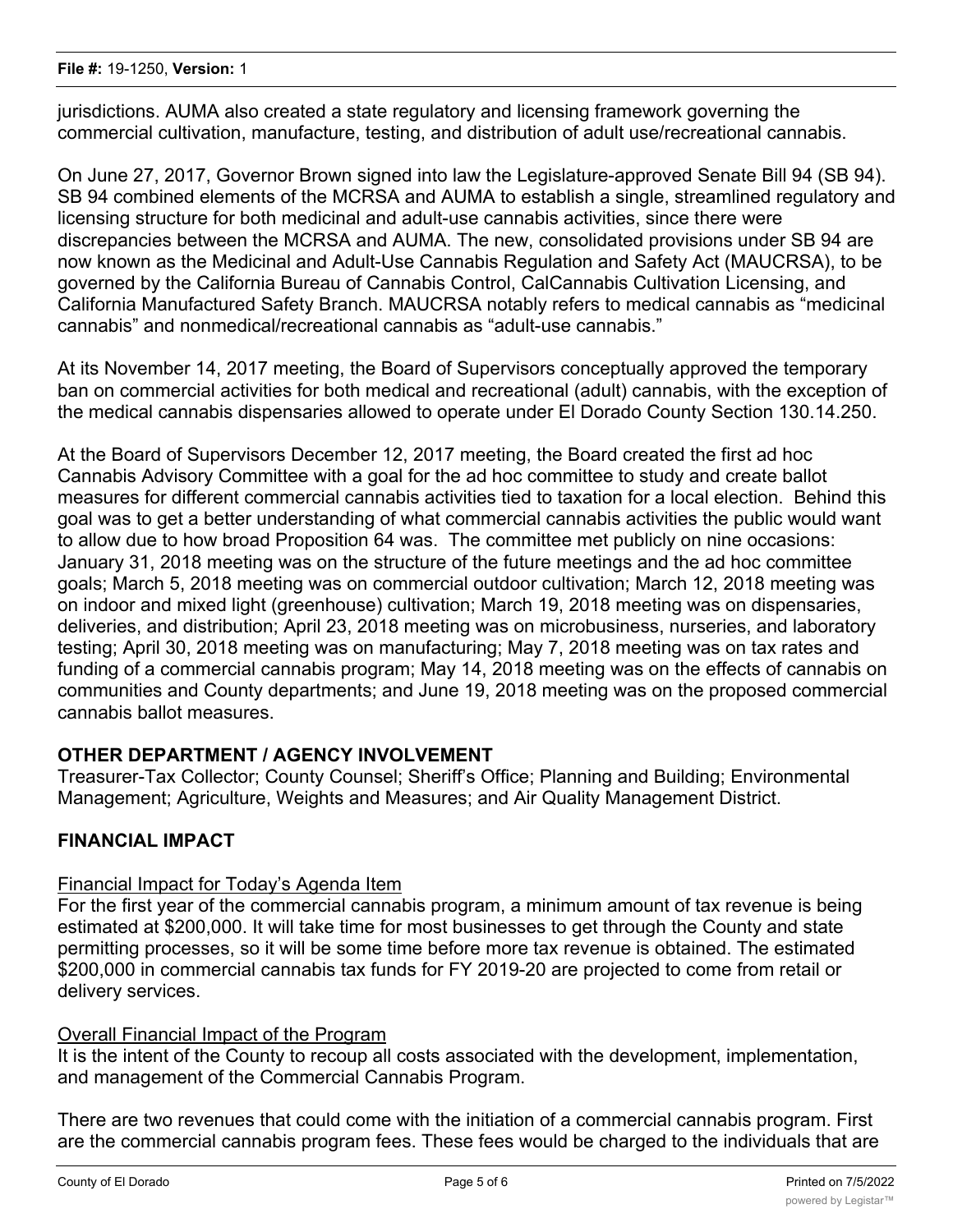jurisdictions. AUMA also created a state regulatory and licensing framework governing the commercial cultivation, manufacture, testing, and distribution of adult use/recreational cannabis.

On June 27, 2017, Governor Brown signed into law the Legislature-approved Senate Bill 94 (SB 94). SB 94 combined elements of the MCRSA and AUMA to establish a single, streamlined regulatory and licensing structure for both medicinal and adult-use cannabis activities, since there were discrepancies between the MCRSA and AUMA. The new, consolidated provisions under SB 94 are now known as the Medicinal and Adult-Use Cannabis Regulation and Safety Act (MAUCRSA), to be governed by the California Bureau of Cannabis Control, CalCannabis Cultivation Licensing, and California Manufactured Safety Branch. MAUCRSA notably refers to medical cannabis as "medicinal cannabis" and nonmedical/recreational cannabis as "adult-use cannabis."

At its November 14, 2017 meeting, the Board of Supervisors conceptually approved the temporary ban on commercial activities for both medical and recreational (adult) cannabis, with the exception of the medical cannabis dispensaries allowed to operate under El Dorado County Section 130.14.250.

At the Board of Supervisors December 12, 2017 meeting, the Board created the first ad hoc Cannabis Advisory Committee with a goal for the ad hoc committee to study and create ballot measures for different commercial cannabis activities tied to taxation for a local election. Behind this goal was to get a better understanding of what commercial cannabis activities the public would want to allow due to how broad Proposition 64 was. The committee met publicly on nine occasions: January 31, 2018 meeting was on the structure of the future meetings and the ad hoc committee goals; March 5, 2018 meeting was on commercial outdoor cultivation; March 12, 2018 meeting was on indoor and mixed light (greenhouse) cultivation; March 19, 2018 meeting was on dispensaries, deliveries, and distribution; April 23, 2018 meeting was on microbusiness, nurseries, and laboratory testing; April 30, 2018 meeting was on manufacturing; May 7, 2018 meeting was on tax rates and funding of a commercial cannabis program; May 14, 2018 meeting was on the effects of cannabis on communities and County departments; and June 19, 2018 meeting was on the proposed commercial cannabis ballot measures.

**OTHER DEPARTMENT / AGENCY INVOLVEMENT**

Treasurer-Tax Collector; County Counsel; Sheriff's Office; Planning and Building; Environmental Management; Agriculture, Weights and Measures; and Air Quality Management District.

**FINANCIAL IMPACT**

Financial Impact for Today's Agenda Item

For the first year of the commercial cannabis program, a minimum amount of tax revenue is being estimated at $200,000. It will take time for most businesses to get through the County and state permitting processes, so it will be some time before more tax revenue is obtained. The estimated $200,000 in commercial cannabis tax funds for FY 2019-20 are projected to come from retail or delivery services.

Overall Financial Impact of the Program

It is the intent of the County to recoup all costs associated with the development, implementation, and management of the Commercial Cannabis Program.

There are two revenues that could come with the initiation of a commercial cannabis program. First are the commercial cannabis program fees. These fees would be charged to the individuals that are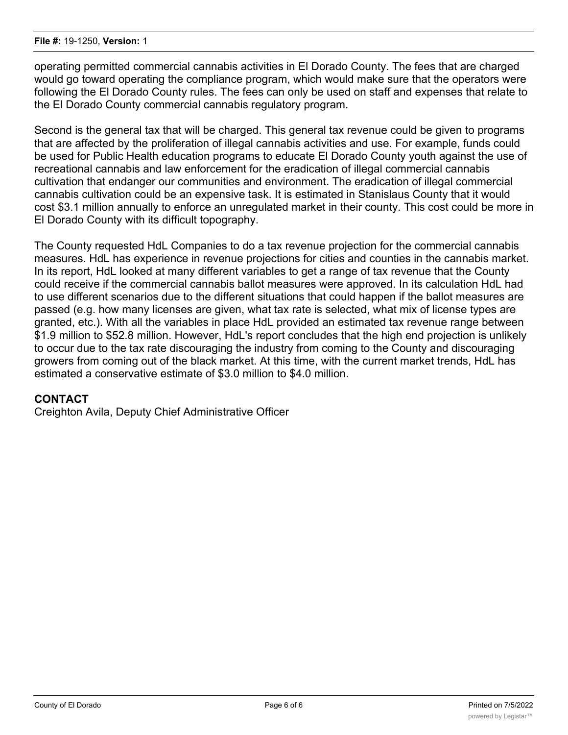operating permitted commercial cannabis activities in El Dorado County. The fees that are charged would go toward operating the compliance program, which would make sure that the operators were following the El Dorado County rules. The fees can only be used on staff and expenses that relate to the El Dorado County commercial cannabis regulatory program.

Second is the general tax that will be charged. This general tax revenue could be given to programs that are affected by the proliferation of illegal cannabis activities and use. For example, funds could be used for Public Health education programs to educate El Dorado County youth against the use of recreational cannabis and law enforcement for the eradication of illegal commercial cannabis cultivation that endanger our communities and environment. The eradication of illegal commercial cannabis cultivation could be an expensive task. It is estimated in Stanislaus County that it would cost $3.1 million annually to enforce an unregulated market in their county. This cost could be more in El Dorado County with its difficult topography.

The County requested HdL Companies to do a tax revenue projection for the commercial cannabis measures. HdL has experience in revenue projections for cities and counties in the cannabis market. In its report, HdL looked at many different variables to get a range of tax revenue that the County could receive if the commercial cannabis ballot measures were approved. In its calculation HdL had to use different scenarios due to the different situations that could happen if the ballot measures are passed (e.g. how many licenses are given, what tax rate is selected, what mix of license types are granted, etc.). With all the variables in place HdL provided an estimated tax revenue range between $1.9 million to $52.8 million. However, HdL's report concludes that the high end projection is unlikely to occur due to the tax rate discouraging the industry from coming to the County and discouraging growers from coming out of the black market. At this time, with the current market trends, HdL has estimated a conservative estimate of $3.0 million to $4.0 million.

**CONTACT**

Creighton Avila, Deputy Chief Administrative Officer